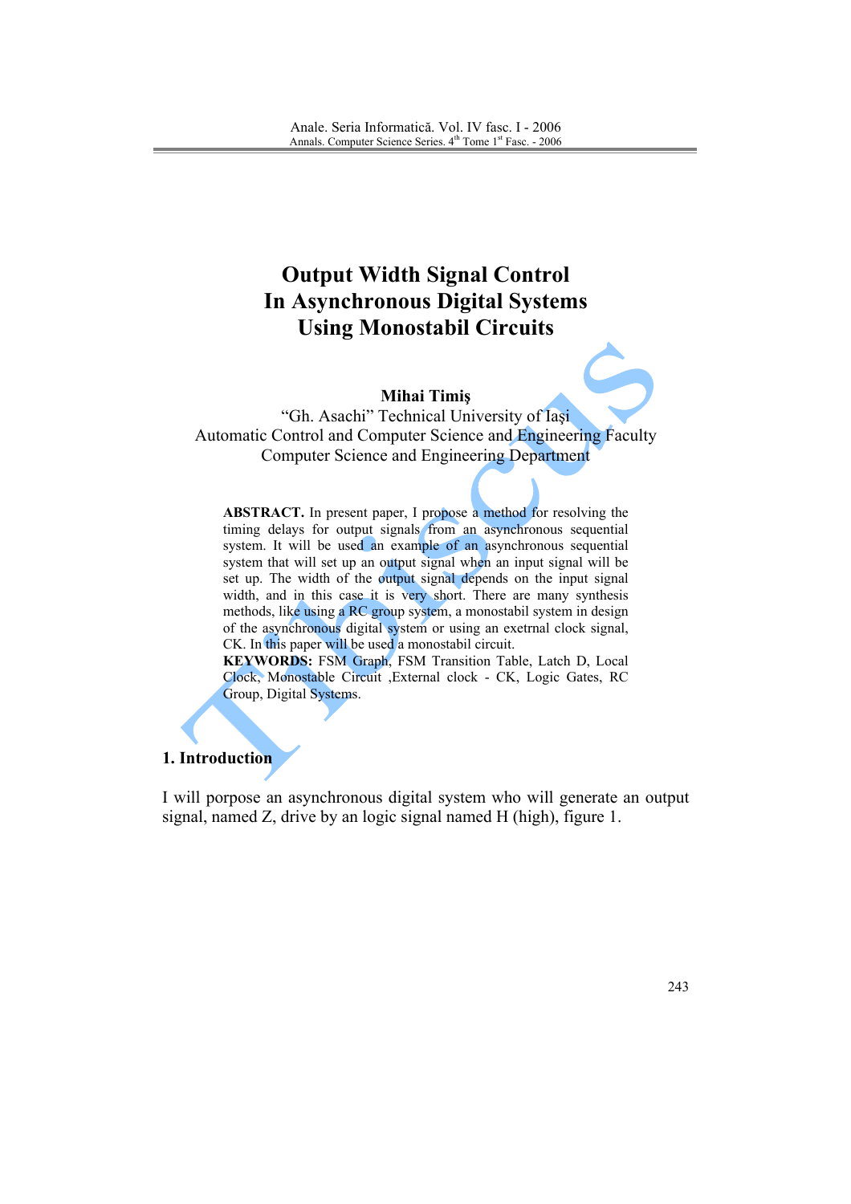# Output Width Signal Control In Asynchronous Digital Systems Using Monostabil Circuits

**Mihai Timiş**
"Gh. Asachi" Technical University of Iaşi
Automatic Control and Computer Science and Engineering Faculty
Computer Science and Engineering Department

**ABSTRACT.** In present paper, I propose a method for resolving the timing delays for output signals from an asynchronous sequential system. It will be used an example of an asynchronous sequential system that will set up an output signal when an input signal will be set up. The width of the output signal depends on the input signal width, and in this case it is very short. There are many synthesis methods, like using a RC group system, a monostabil system in design of the asynchronous digital system or using an exetrnal clock signal, CK. In this paper will be used a monostabil circuit.

**KEYWORDS:** FSM Graph, FSM Transition Table, Latch D, Local Clock, Monostable Circuit ,External clock - CK, Logic Gates, RC Group, Digital Systems.

## 1. Introduction

I will porpose an asynchronous digital system who will generate an output signal, named Z, drive by an logic signal named H (high), figure 1.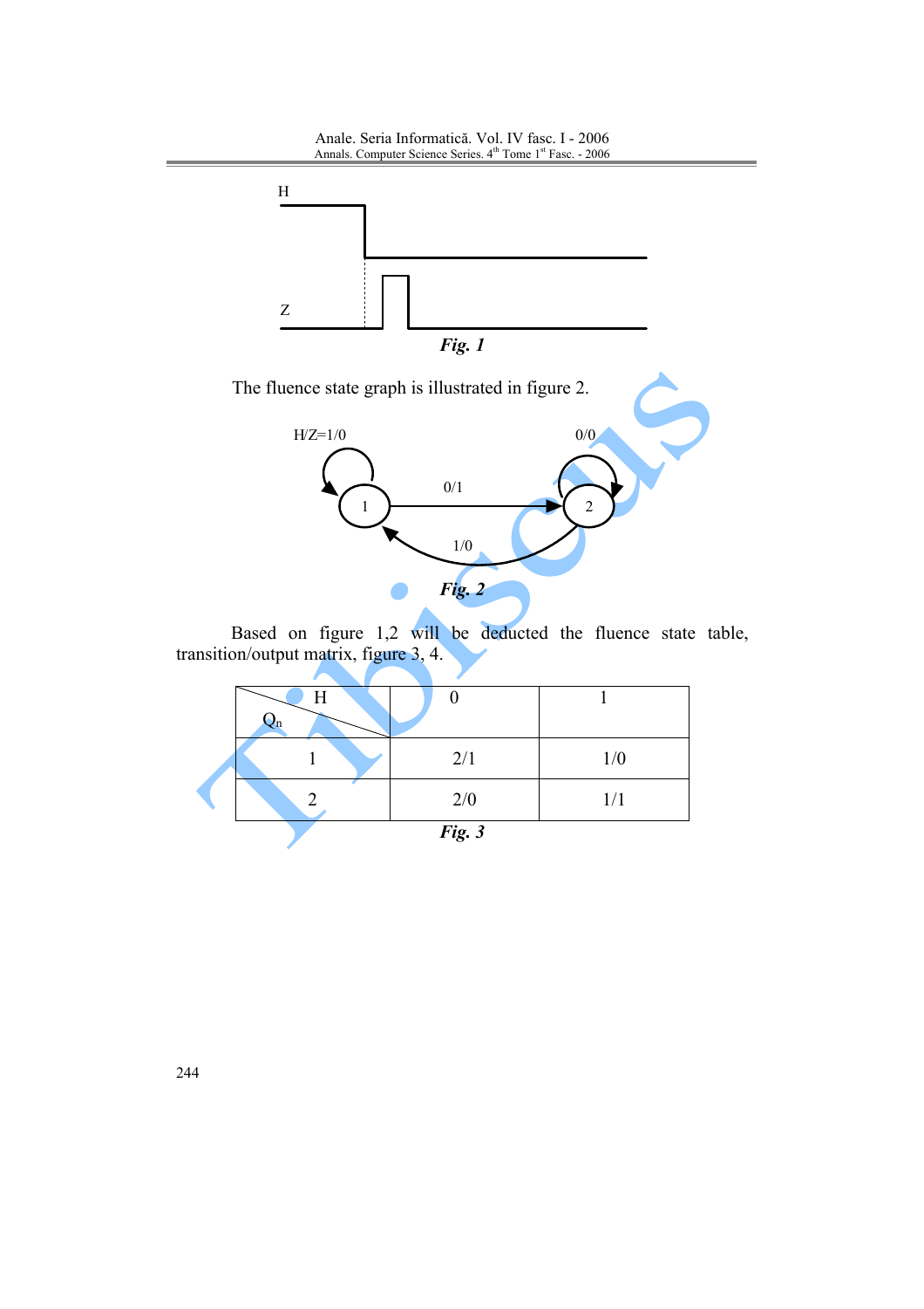*Fig. 1*

The fluence state graph is illustrated in figure 2.

*Fig. 2*

Based on figure 1,2 will be deducted the fluence state table, transition/output matrix, figure 3, 4.

| $Q_n$ \ H | 0 | 1 |
|---|---|---|
| 1 | 2/1 | 1/0 |
| 2 | 2/0 | 1/1 |

*Fig. 3*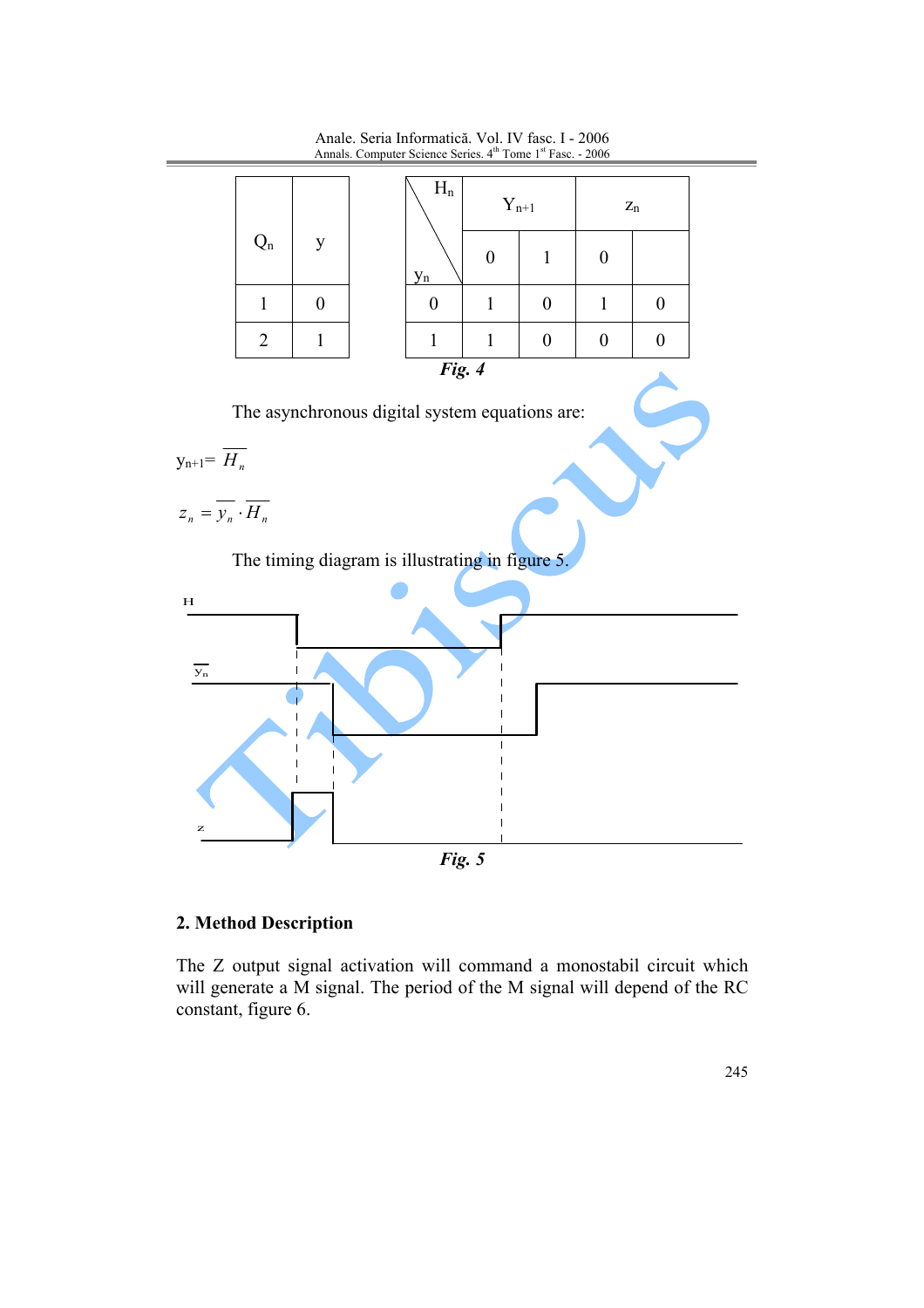| $Q_n$ | y |
|---|---|
| 1 | 0 |
| 2 | 1 |

| $H_n$ \ $y_n$ | $Y_{n+1}$ | | $z_n$ | |
|---|---|---|---|---|
| | 0 | 1 | 0 | |
| 0 | 1 | 0 | 1 | 0 |
| 1 | 1 | 0 | 0 | 0 |

***Fig. 4***

The asynchronous digital system equations are:

$$y_{n+1} = \overline{H_n}$$

$$z_n = \overline{y_n} \cdot \overline{H_n}$$

The timing diagram is illustrating in figure 5.

***Fig. 5***

## 2. Method Description

The Z output signal activation will command a monostabil circuit which will generate a M signal. The period of the M signal will depend of the RC constant, figure 6.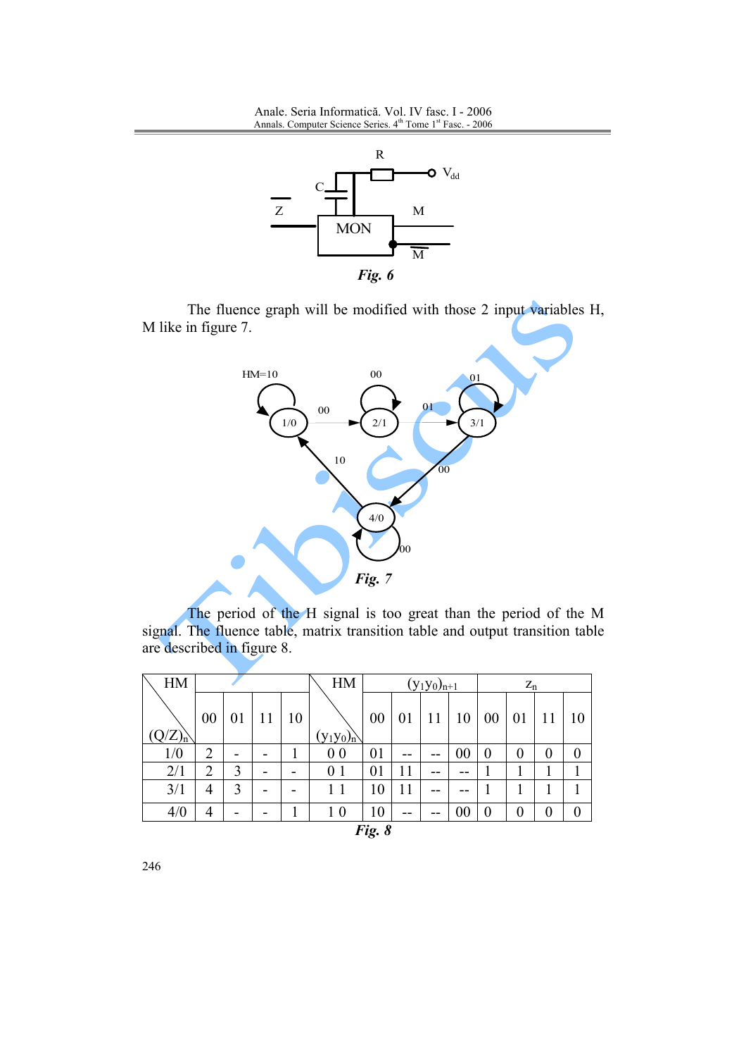*Fig. 6*

The fluence graph will be modified with those 2 input variables H, M like in figure 7.

*Fig. 7*

The period of the H signal is too great than the period of the M signal. The fluence table, matrix transition table and output transition table are described in figure 8.

| HM / $(Q/Z)_n$ | 00 | 01 | 11 | 10 | HM / $(y_1y_0)_n$ | $(y_1y_0)_{n+1}$ 00 | 01 | 11 | 10 | $z_n$ 00 | 01 | 11 | 10 |
|---|---|---|---|---|---|---|---|---|---|---|---|---|---|
| 1/0 | 2 | - | - | 1 | 0 0 | 01 | -- | -- | 00 | 0 | 0 | 0 | 0 |
| 2/1 | 2 | 3 | - | - | 0 1 | 01 | 11 | -- | -- | 1 | 1 | 1 | 1 |
| 3/1 | 4 | 3 | - | - | 1 1 | 10 | 11 | -- | -- | 1 | 1 | 1 | 1 |
| 4/0 | 4 | - | - | 1 | 1 0 | 10 | -- | -- | 00 | 0 | 0 | 0 | 0 |

*Fig. 8*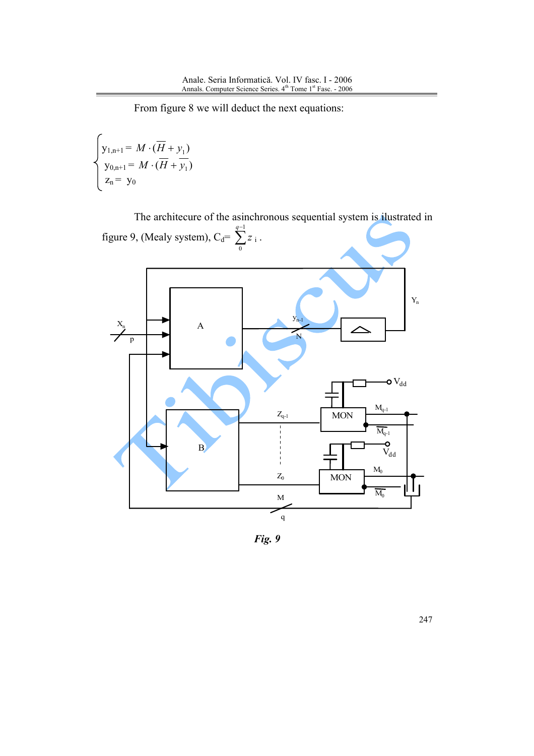From figure 8 we will deduct the next equations:

$$\begin{cases} y_{1,n+1} = M \cdot (\overline{H} + y_1) \\ y_{0,n+1} = M \cdot (\overline{H} + \overline{y_1}) \\ z_n = y_0 \end{cases}$$

The architecure of the asinchronous sequential system is ilustrated in figure 9, (Mealy system), $C_d = \sum_{0}^{q-1} z_i$.

*Fig. 9*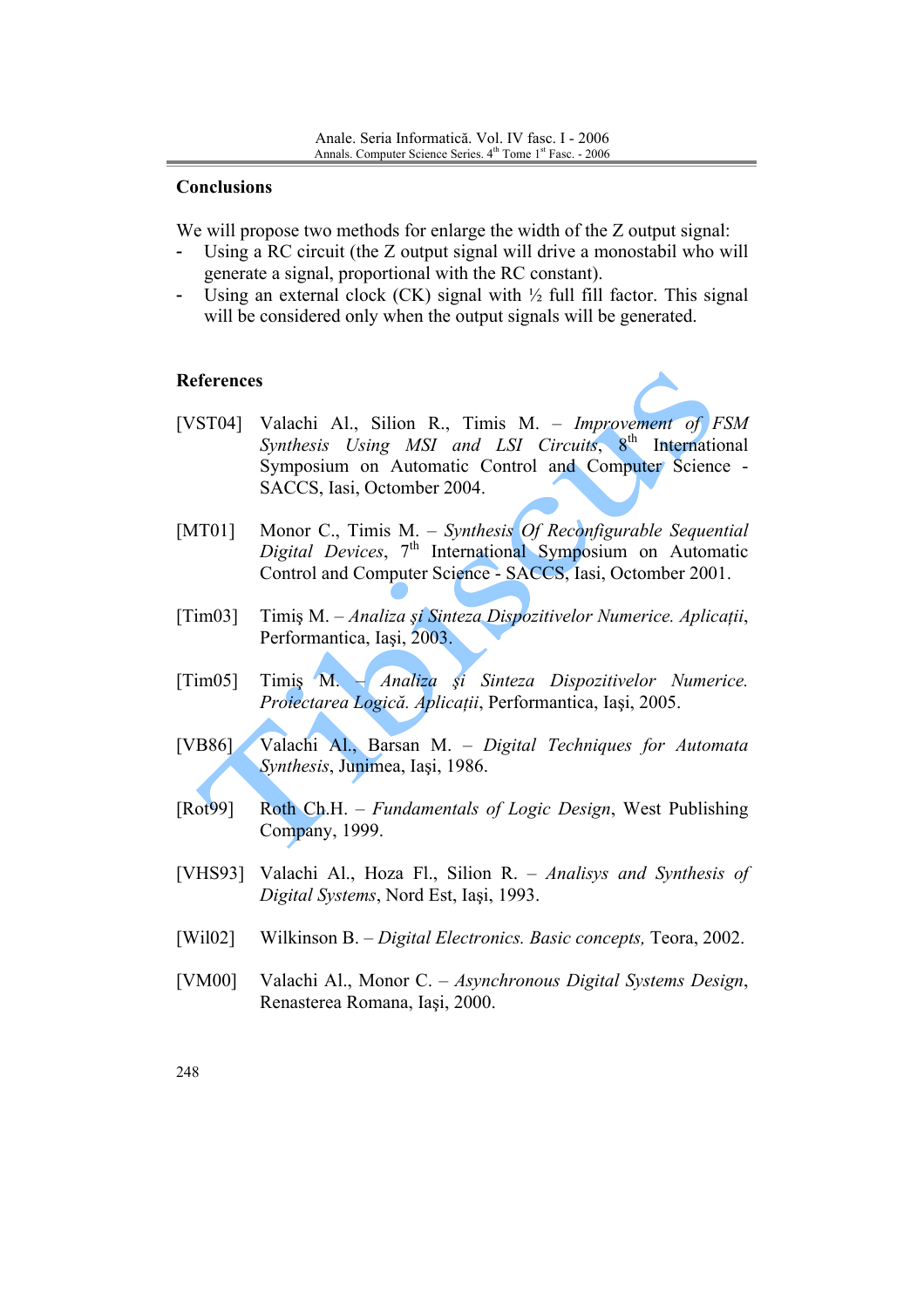## Conclusions

We will propose two methods for enlarge the width of the Z output signal:

- Using a RC circuit (the Z output signal will drive a monostabil who will generate a signal, proportional with the RC constant).
- Using an external clock (CK) signal with ½ full fill factor. This signal will be considered only when the output signals will be generated.

## References

[VST04] Valachi Al., Silion R., Timis M. – *Improvement of FSM Synthesis Using MSI and LSI Circuits*, 8th International Symposium on Automatic Control and Computer Science - SACCS, Iasi, Octomber 2004.

[MT01] Monor C., Timis M. – *Synthesis Of Reconfigurable Sequential Digital Devices*, 7th International Symposium on Automatic Control and Computer Science - SACCS, Iasi, Octomber 2001.

[Tim03] Timiş M. – *Analiza şi Sinteza Dispozitivelor Numerice. Aplicaţii*, Performantica, Iaşi, 2003.

[Tim05] Timiş M. – *Analiza şi Sinteza Dispozitivelor Numerice. Proiectarea Logică. Aplicaţii*, Performantica, Iaşi, 2005.

[VB86] Valachi Al., Barsan M. – *Digital Techniques for Automata Synthesis*, Junimea, Iaşi, 1986.

[Rot99] Roth Ch.H. – *Fundamentals of Logic Design*, West Publishing Company, 1999.

[VHS93] Valachi Al., Hoza Fl., Silion R. – *Analisys and Synthesis of Digital Systems*, Nord Est, Iaşi, 1993.

[Wil02] Wilkinson B. – *Digital Electronics. Basic concepts,* Teora, 2002.

[VM00] Valachi Al., Monor C. – *Asynchronous Digital Systems Design*, Renasterea Romana, Iaşi, 2000.